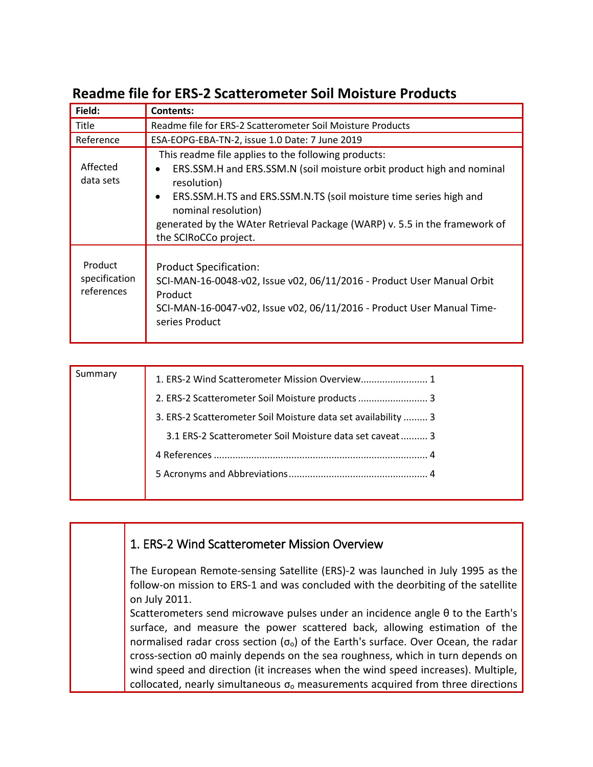# Readme file for ERS-2 Scatterometer Soil Moisture Products

| Field: | Contents: |
|---|---|
| Title | Readme file for ERS-2 Scatterometer Soil Moisture Products |
| Reference | ESA-EOPG-EBA-TN-2, issue 1.0 Date: 7 June 2019 |
| Affected data sets | This readme file applies to the following products:<br>• ERS.SSM.H and ERS.SSM.N (soil moisture orbit product high and nominal resolution)<br>• ERS.SSM.H.TS and ERS.SSM.N.TS (soil moisture time series high and nominal resolution)<br>generated by the WAter Retrieval Package (WARP) v. 5.5 in the framework of the SCIRoCCo project. |
| Product specification references | Product Specification:<br>SCI-MAN-16-0048-v02, Issue v02, 06/11/2016 - Product User Manual Orbit Product<br>SCI-MAN-16-0047-v02, Issue v02, 06/11/2016 - Product User Manual Time-series Product |

| Summary | |
|---|---|
| | 1. ERS-2 Wind Scatterometer Mission Overview........................ 1 |
| | 2. ERS-2 Scatterometer Soil Moisture products ......................... 3 |
| | 3. ERS-2 Scatterometer Soil Moisture data set availability ......... 3 |
| | 3.1 ERS-2 Scatterometer Soil Moisture data set caveat .......... 3 |
| | 4 References .............................................................................. 4 |
| | 5 Acronyms and Abbreviations................................................... 4 |

## 1. ERS-2 Wind Scatterometer Mission Overview

The European Remote-sensing Satellite (ERS)-2 was launched in July 1995 as the follow-on mission to ERS-1 and was concluded with the deorbiting of the satellite on July 2011.

Scatterometers send microwave pulses under an incidence angle $\theta$ to the Earth's surface, and measure the power scattered back, allowing estimation of the normalised radar cross section ($\sigma_o$) of the Earth's surface. Over Ocean, the radar cross-section $\sigma0$ mainly depends on the sea roughness, which in turn depends on wind speed and direction (it increases when the wind speed increases). Multiple, collocated, nearly simultaneous $\sigma_o$ measurements acquired from three directions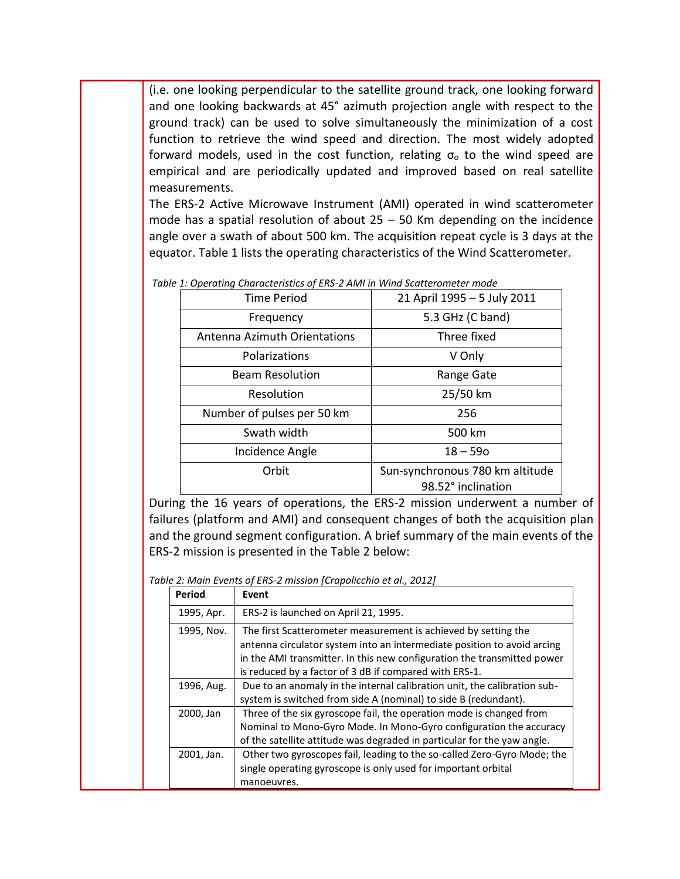(i.e. one looking perpendicular to the satellite ground track, one looking forward and one looking backwards at 45° azimuth projection angle with respect to the ground track) can be used to solve simultaneously the minimization of a cost function to retrieve the wind speed and direction. The most widely adopted forward models, used in the cost function, relating $\sigma_o$ to the wind speed are empirical and are periodically updated and improved based on real satellite measurements.

The ERS-2 Active Microwave Instrument (AMI) operated in wind scatterometer mode has a spatial resolution of about 25 – 50 Km depending on the incidence angle over a swath of about 500 km. The acquisition repeat cycle is 3 days at the equator. Table 1 lists the operating characteristics of the Wind Scatterometer.

*Table 1: Operating Characteristics of ERS-2 AMI in Wind Scatterometer mode*

| Time Period | 21 April 1995 – 5 July 2011 |
|---|---|
| Frequency | 5.3 GHz (C band) |
| Antenna Azimuth Orientations | Three fixed |
| Polarizations | V Only |
| Beam Resolution | Range Gate |
| Resolution | 25/50 km |
| Number of pulses per 50 km | 256 |
| Swath width | 500 km |
| Incidence Angle | 18 – 59o |
| Orbit | Sun-synchronous 780 km altitude 98.52° inclination |

During the 16 years of operations, the ERS-2 mission underwent a number of failures (platform and AMI) and consequent changes of both the acquisition plan and the ground segment configuration. A brief summary of the main events of the ERS-2 mission is presented in the Table 2 below:

*Table 2: Main Events of ERS-2 mission [Crapolicchio et al., 2012]*

| **Period** | **Event** |
|---|---|
| 1995, Apr. | ERS-2 is launched on April 21, 1995. |
| 1995, Nov. | The first Scatterometer measurement is achieved by setting the antenna circulator system into an intermediate position to avoid arcing in the AMI transmitter. In this new configuration the transmitted power is reduced by a factor of 3 dB if compared with ERS-1. |
| 1996, Aug. | Due to an anomaly in the internal calibration unit, the calibration sub-system is switched from side A (nominal) to side B (redundant). |
| 2000, Jan | Three of the six gyroscope fail, the operation mode is changed from Nominal to Mono-Gyro Mode. In Mono-Gyro configuration the accuracy of the satellite attitude was degraded in particular for the yaw angle. |
| 2001, Jan. | Other two gyroscopes fail, leading to the so-called Zero-Gyro Mode; the single operating gyroscope is only used for important orbital manoeuvres. |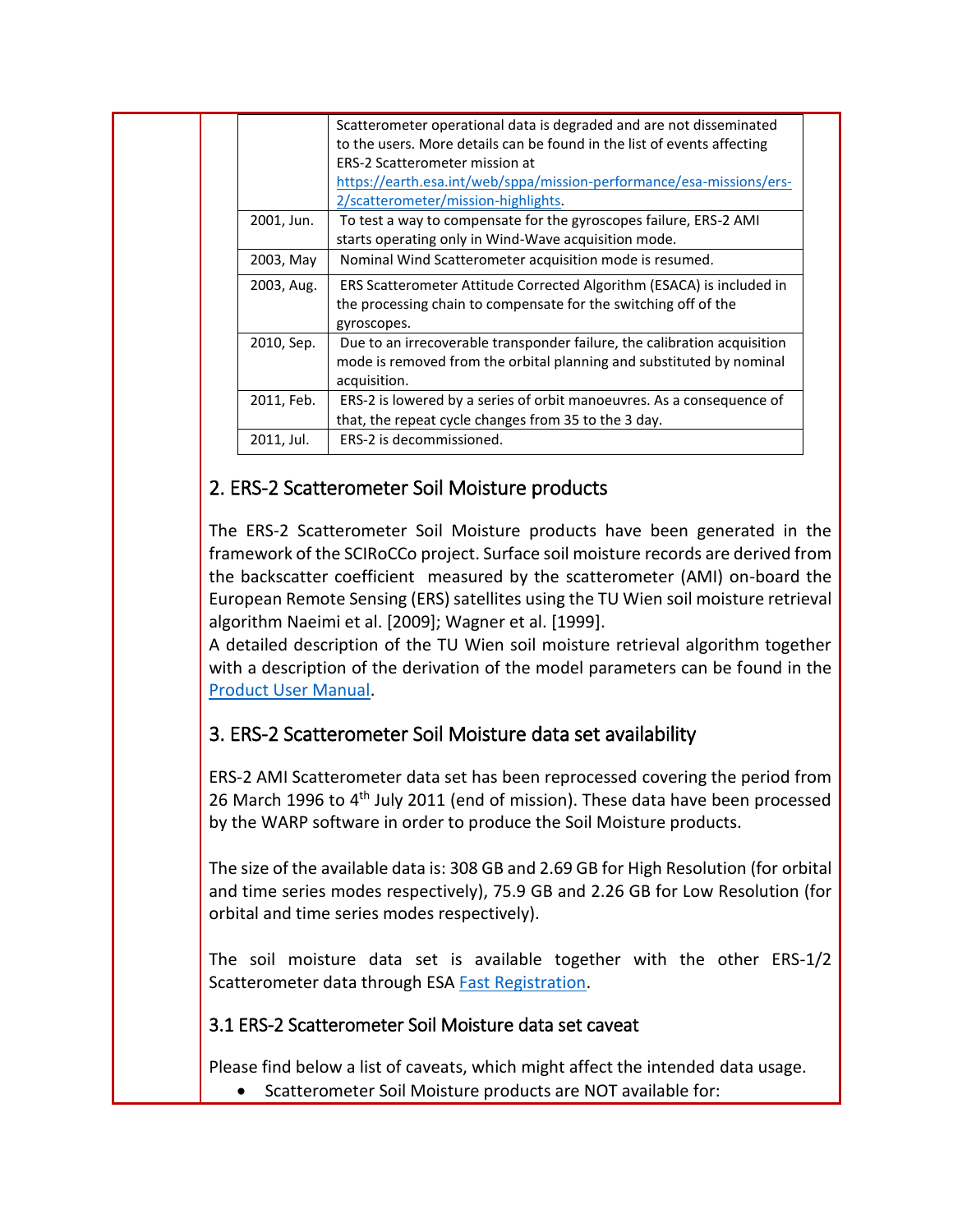| | |
|---|---|
| | Scatterometer operational data is degraded and are not disseminated to the users. More details can be found in the list of events affecting ERS-2 Scatterometer mission at https://earth.esa.int/web/sppa/mission-performance/esa-missions/ers-2/scatterometer/mission-highlights. |
| 2001, Jun. | To test a way to compensate for the gyroscopes failure, ERS-2 AMI starts operating only in Wind-Wave acquisition mode. |
| 2003, May | Nominal Wind Scatterometer acquisition mode is resumed. |
| 2003, Aug. | ERS Scatterometer Attitude Corrected Algorithm (ESACA) is included in the processing chain to compensate for the switching off of the gyroscopes. |
| 2010, Sep. | Due to an irrecoverable transponder failure, the calibration acquisition mode is removed from the orbital planning and substituted by nominal acquisition. |
| 2011, Feb. | ERS-2 is lowered by a series of orbit manoeuvres. As a consequence of that, the repeat cycle changes from 35 to the 3 day. |
| 2011, Jul. | ERS-2 is decommissioned. |

## 2. ERS-2 Scatterometer Soil Moisture products

The ERS-2 Scatterometer Soil Moisture products have been generated in the framework of the SCIRoCCo project. Surface soil moisture records are derived from the backscatter coefficient measured by the scatterometer (AMI) on-board the European Remote Sensing (ERS) satellites using the TU Wien soil moisture retrieval algorithm Naeimi et al. [2009]; Wagner et al. [1999].
A detailed description of the TU Wien soil moisture retrieval algorithm together with a description of the derivation of the model parameters can be found in the Product User Manual.

## 3. ERS-2 Scatterometer Soil Moisture data set availability

ERS-2 AMI Scatterometer data set has been reprocessed covering the period from 26 March 1996 to 4th July 2011 (end of mission). These data have been processed by the WARP software in order to produce the Soil Moisture products.

The size of the available data is: 308 GB and 2.69 GB for High Resolution (for orbital and time series modes respectively), 75.9 GB and 2.26 GB for Low Resolution (for orbital and time series modes respectively).

The soil moisture data set is available together with the other ERS-1/2 Scatterometer data through ESA Fast Registration.

### 3.1 ERS-2 Scatterometer Soil Moisture data set caveat

Please find below a list of caveats, which might affect the intended data usage.

- Scatterometer Soil Moisture products are NOT available for: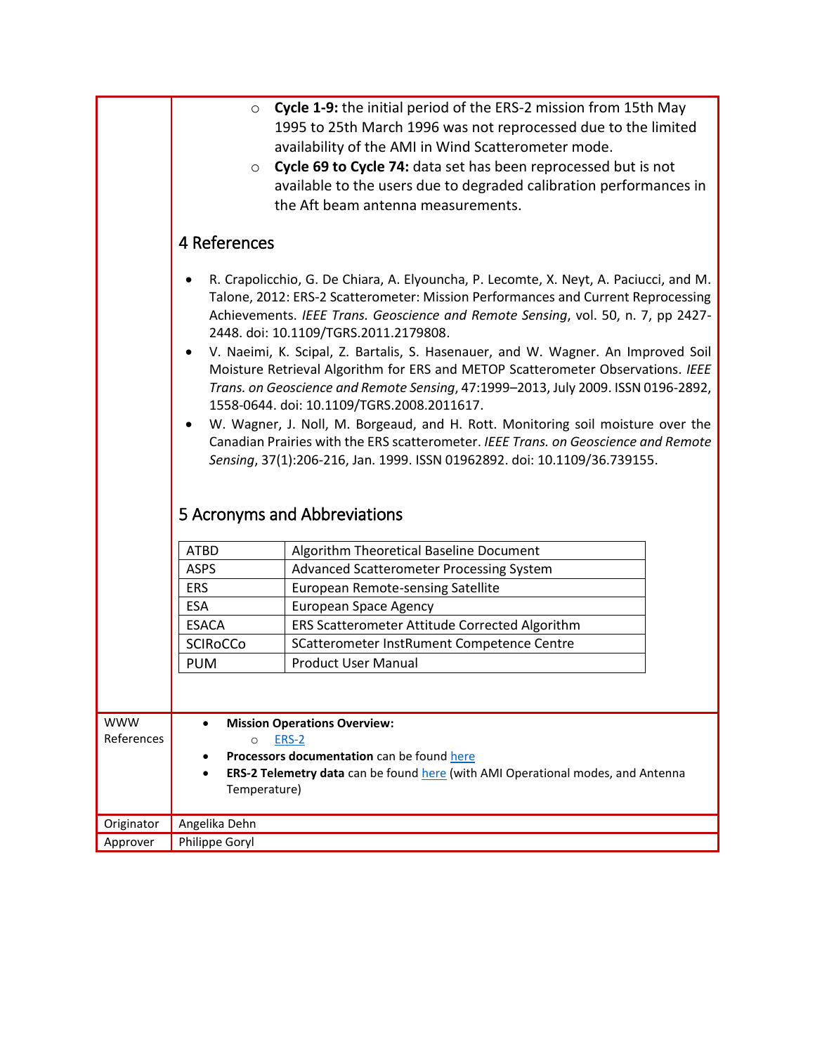- **Cycle 1-9:** the initial period of the ERS-2 mission from 15th May 1995 to 25th March 1996 was not reprocessed due to the limited availability of the AMI in Wind Scatterometer mode.
- **Cycle 69 to Cycle 74:** data set has been reprocessed but is not available to the users due to degraded calibration performances in the Aft beam antenna measurements.

## 4 References

- R. Crapolicchio, G. De Chiara, A. Elyouncha, P. Lecomte, X. Neyt, A. Paciucci, and M. Talone, 2012: ERS-2 Scatterometer: Mission Performances and Current Reprocessing Achievements. *IEEE Trans. Geoscience and Remote Sensing*, vol. 50, n. 7, pp 2427-2448. doi: 10.1109/TGRS.2011.2179808.
- V. Naeimi, K. Scipal, Z. Bartalis, S. Hasenauer, and W. Wagner. An Improved Soil Moisture Retrieval Algorithm for ERS and METOP Scatterometer Observations. *IEEE Trans. on Geoscience and Remote Sensing*, 47:1999–2013, July 2009. ISSN 0196-2892, 1558-0644. doi: 10.1109/TGRS.2008.2011617.
- W. Wagner, J. Noll, M. Borgeaud, and H. Rott. Monitoring soil moisture over the Canadian Prairies with the ERS scatterometer. *IEEE Trans. on Geoscience and Remote Sensing*, 37(1):206-216, Jan. 1999. ISSN 01962892. doi: 10.1109/36.739155.

## 5 Acronyms and Abbreviations

| | |
|---|---|
| ATBD | Algorithm Theoretical Baseline Document |
| ASPS | Advanced Scatterometer Processing System |
| ERS | European Remote-sensing Satellite |
| ESA | European Space Agency |
| ESACA | ERS Scatterometer Attitude Corrected Algorithm |
| SCIRoCCo | SCatterometer InstRument Competence Centre |
| PUM | Product User Manual |

| | |
|---|---|
| WWW References | • **Mission Operations Overview:**<br>  ○ ERS-2<br>• **Processors documentation** can be found here<br>• **ERS-2 Telemetry data** can be found here (with AMI Operational modes, and Antenna Temperature) |
| Originator | Angelika Dehn |
| Approver | Philippe Goryl |